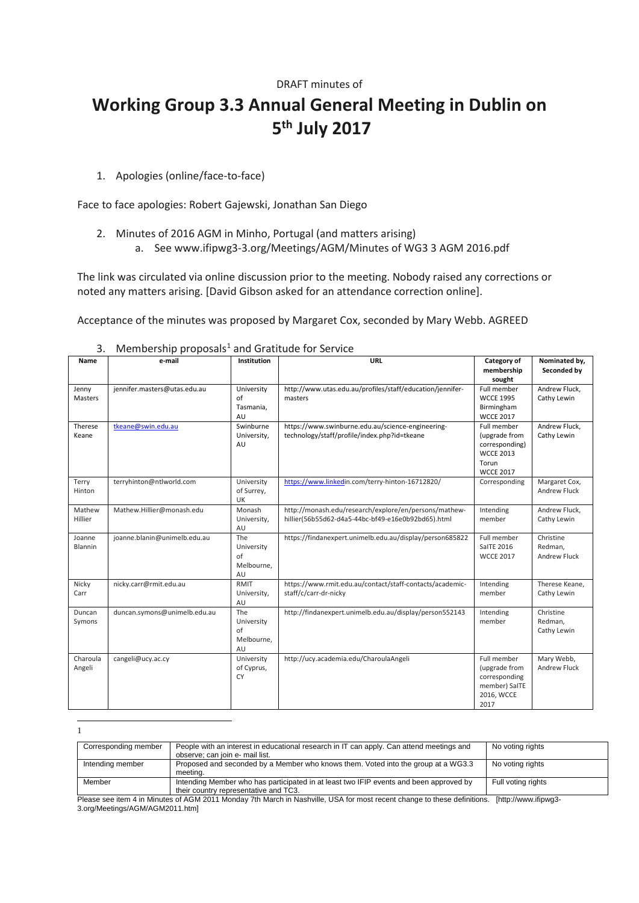DRAFT minutes of

# Working Group 3.3 Annual General Meeting in Dublin on 5th July 2017

1. Apologies (online/face-to-face)

Face to face apologies: Robert Gajewski, Jonathan San Diego

2. Minutes of 2016 AGM in Minho, Portugal (and matters arising)
   a. See www.ifipwg3-3.org/Meetings/AGM/Minutes of WG3 3 AGM 2016.pdf

The link was circulated via online discussion prior to the meeting. Nobody raised any corrections or noted any matters arising. [David Gibson asked for an attendance correction online].

Acceptance of the minutes was proposed by Margaret Cox, seconded by Mary Webb. AGREED

3. Membership proposals[1] and Gratitude for Service

| Name | e-mail | Institution | URL | Category of membership sought | Nominated by, Seconded by |
|---|---|---|---|---|---|
| Jenny Masters | jennifer.masters@utas.edu.au | University of Tasmania, AU | http://www.utas.edu.au/profiles/staff/education/jennifer-masters | Full member WCCE 1995 Birmingham WCCE 2017 | Andrew Fluck, Cathy Lewin |
| Therese Keane | tkeane@swin.edu.au | Swinburne University, AU | https://www.swinburne.edu.au/science-engineering-technology/staff/profile/index.php?id=tkeane | Full member (upgrade from corresponding) WCCE 2013 Torun WCCE 2017 | Andrew Fluck, Cathy Lewin |
| Terry Hinton | terryhinton@ntlworld.com | University of Surrey, UK | https://www.linkedin.com/terry-hinton-16712820/ | Corresponding | Margaret Cox, Andrew Fluck |
| Mathew Hillier | Mathew.Hillier@monash.edu | Monash University, AU | http://monash.edu/research/explore/en/persons/mathew-hillier(56b55d62-d4a5-44bc-bf49-e16e0b92bd65).html | Intending member | Andrew Fluck, Cathy Lewin |
| Joanne Blannin | joanne.blanin@unimelb.edu.au | The University of Melbourne, AU | https://findanexpert.unimelb.edu.au/display/person685822 | Full member SaITE 2016 WCCE 2017 | Christine Redman, Andrew Fluck |
| Nicky Carr | nicky.carr@rmit.edu.au | RMIT University, AU | https://www.rmit.edu.au/contact/staff-contacts/academic-staff/c/carr-dr-nicky | Intending member | Therese Keane, Cathy Lewin |
| Duncan Symons | duncan.symons@unimelb.edu.au | The University of Melbourne, AU | http://findanexpert.unimelb.edu.au/display/person552143 | Intending member | Christine Redman, Cathy Lewin |
| Charoula Angeli | cangeli@ucy.ac.cy | University of Cyprus, CY | http://ucy.academia.edu/CharoulaAngeli | Full member (upgrade from corresponding member) SaITE 2016, WCCE 2017 | Mary Webb, Andrew Fluck |

[1]

| Corresponding member | People with an interest in educational research in IT can apply. Can attend meetings and observe; can join e- mail list. | No voting rights |
|---|---|---|
| Intending member | Proposed and seconded by a Member who knows them. Voted into the group at a WG3.3 meeting. | No voting rights |
| Member | Intending Member who has participated in at least two IFIP events and been approved by their country representative and TC3. | Full voting rights |

Please see item 4 in Minutes of AGM 2011 Monday 7th March in Nashville, USA for most recent change to these definitions. [http://www.ifipwg3-3.org/Meetings/AGM/AGM2011.htm]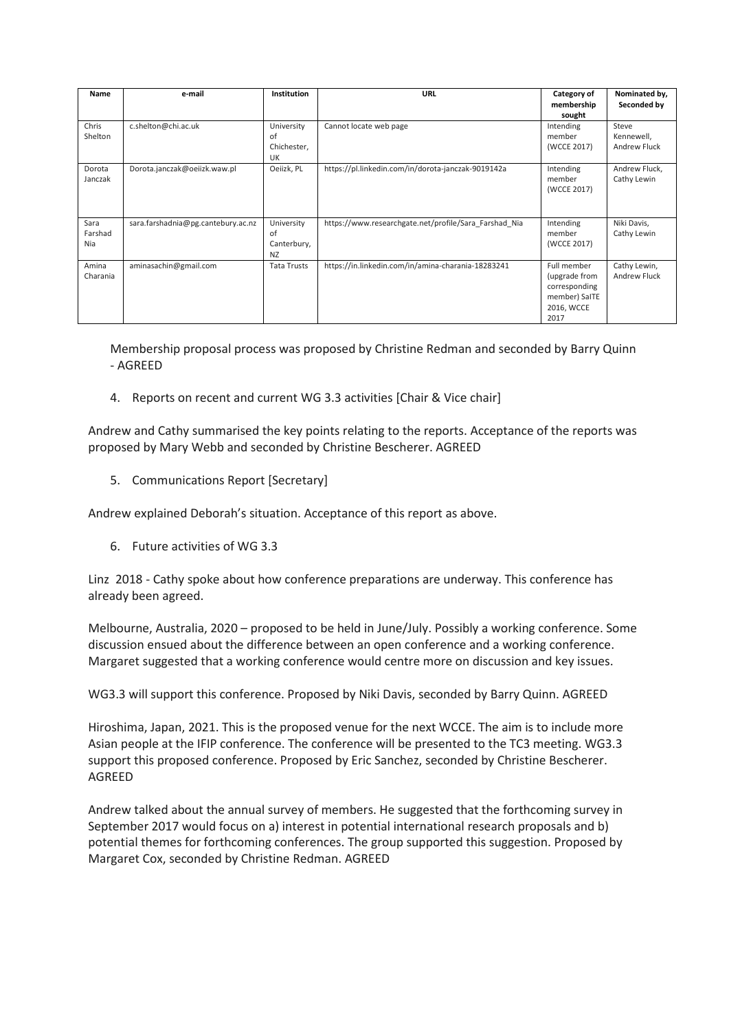| Name | e-mail | Institution | URL | Category of membership sought | Nominated by, Seconded by |
|---|---|---|---|---|---|
| Chris Shelton | c.shelton@chi.ac.uk | University of Chichester, UK | Cannot locate web page | Intending member (WCCE 2017) | Steve Kennewell, Andrew Fluck |
| Dorota Janczak | Dorota.janczak@oeiizk.waw.pl | Oeiizk, PL | https://pl.linkedin.com/in/dorota-janczak-9019142a | Intending member (WCCE 2017) | Andrew Fluck, Cathy Lewin |
| Sara Farshad Nia | sara.farshadnia@pg.cantebury.ac.nz | University of Canterbury, NZ | https://www.researchgate.net/profile/Sara_Farshad_Nia | Intending member (WCCE 2017) | Niki Davis, Cathy Lewin |
| Amina Charania | aminasachin@gmail.com | Tata Trusts | https://in.linkedin.com/in/amina-charania-18283241 | Full member (upgrade from corresponding member) SaITE 2016, WCCE 2017 | Cathy Lewin, Andrew Fluck |

Membership proposal process was proposed by Christine Redman and seconded by Barry Quinn - AGREED

4. Reports on recent and current WG 3.3 activities [Chair & Vice chair]

Andrew and Cathy summarised the key points relating to the reports. Acceptance of the reports was proposed by Mary Webb and seconded by Christine Bescherer. AGREED

5. Communications Report [Secretary]

Andrew explained Deborah's situation. Acceptance of this report as above.

6. Future activities of WG 3.3

Linz 2018 - Cathy spoke about how conference preparations are underway. This conference has already been agreed.

Melbourne, Australia, 2020 – proposed to be held in June/July. Possibly a working conference. Some discussion ensued about the difference between an open conference and a working conference. Margaret suggested that a working conference would centre more on discussion and key issues.

WG3.3 will support this conference. Proposed by Niki Davis, seconded by Barry Quinn. AGREED

Hiroshima, Japan, 2021. This is the proposed venue for the next WCCE. The aim is to include more Asian people at the IFIP conference. The conference will be presented to the TC3 meeting. WG3.3 support this proposed conference. Proposed by Eric Sanchez, seconded by Christine Bescherer. AGREED

Andrew talked about the annual survey of members. He suggested that the forthcoming survey in September 2017 would focus on a) interest in potential international research proposals and b) potential themes for forthcoming conferences. The group supported this suggestion. Proposed by Margaret Cox, seconded by Christine Redman. AGREED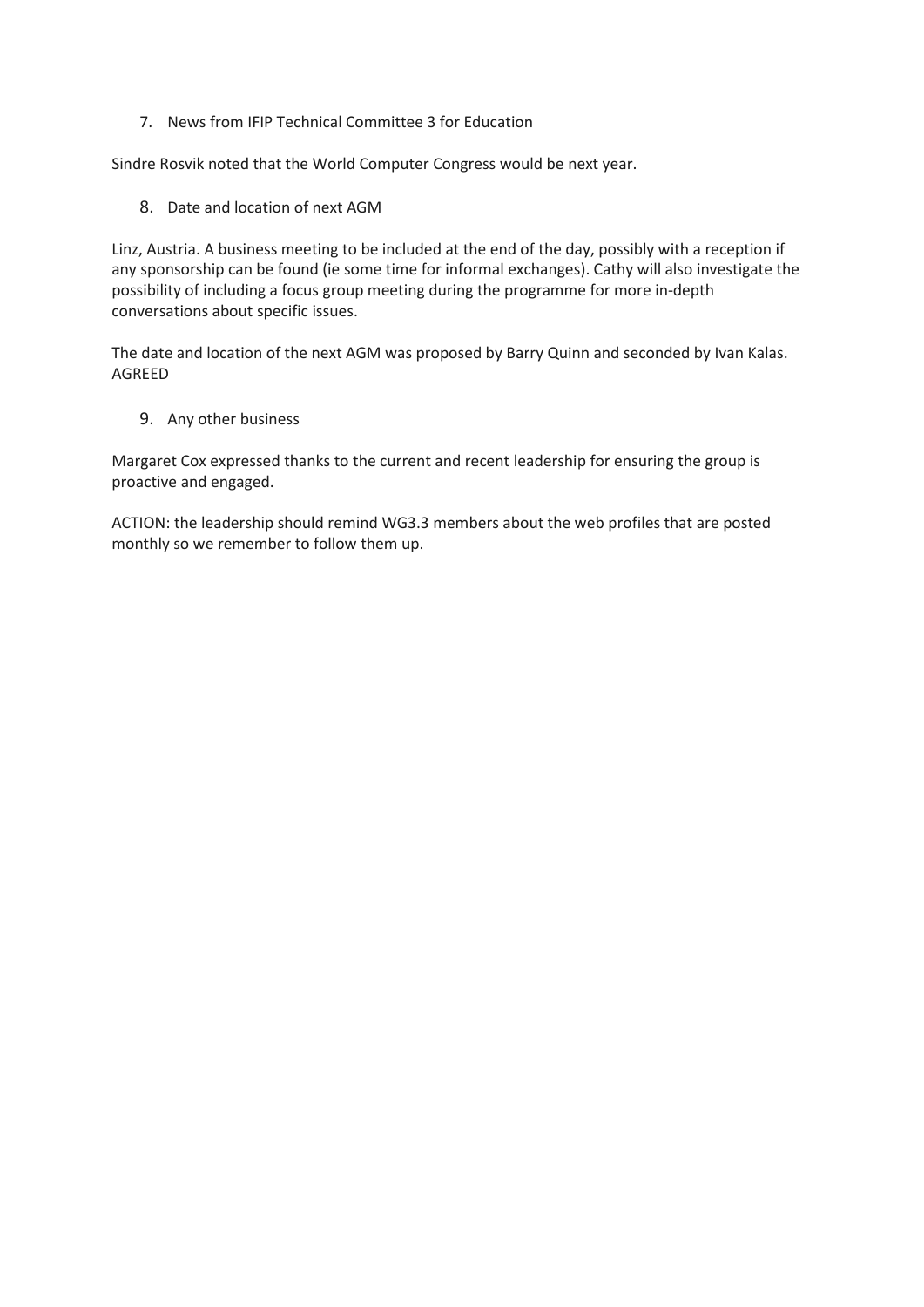7. News from IFIP Technical Committee 3 for Education

Sindre Rosvik noted that the World Computer Congress would be next year.

8. Date and location of next AGM

Linz, Austria. A business meeting to be included at the end of the day, possibly with a reception if any sponsorship can be found (ie some time for informal exchanges). Cathy will also investigate the possibility of including a focus group meeting during the programme for more in-depth conversations about specific issues.

The date and location of the next AGM was proposed by Barry Quinn and seconded by Ivan Kalas. AGREED

9. Any other business

Margaret Cox expressed thanks to the current and recent leadership for ensuring the group is proactive and engaged.

ACTION: the leadership should remind WG3.3 members about the web profiles that are posted monthly so we remember to follow them up.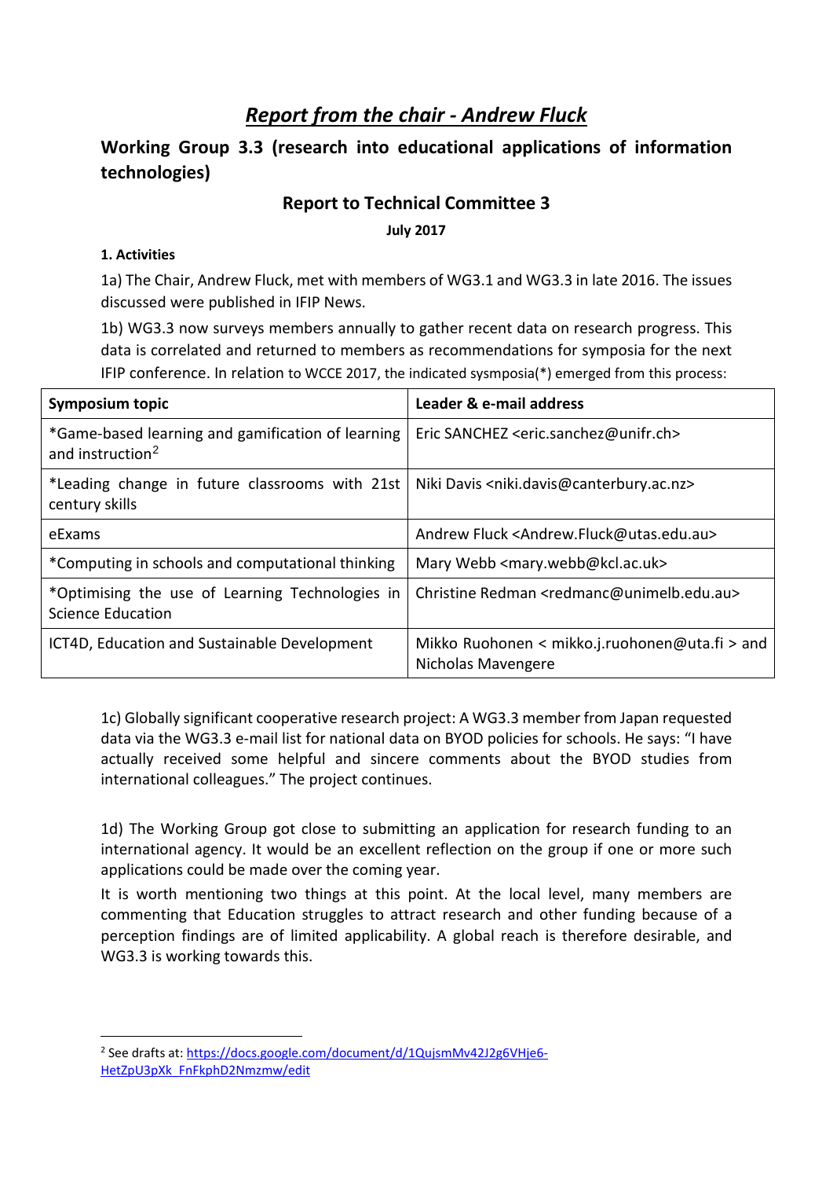# *Report from the chair - Andrew Fluck*

## Working Group 3.3 (research into educational applications of information technologies)

### Report to Technical Committee 3

**July 2017**

**1. Activities**

1a) The Chair, Andrew Fluck, met with members of WG3.1 and WG3.3 in late 2016. The issues discussed were published in IFIP News.

1b) WG3.3 now surveys members annually to gather recent data on research progress. This data is correlated and returned to members as recommendations for symposia for the next IFIP conference. In relation to WCCE 2017, the indicated sysmposia(*) emerged from this process:

| Symposium topic | Leader & e-mail address |
|---|---|
| *Game-based learning and gamification of learning and instruction[2] | Eric SANCHEZ <eric.sanchez@unifr.ch> |
| *Leading change in future classrooms with 21st century skills | Niki Davis <niki.davis@canterbury.ac.nz> |
| eExams | Andrew Fluck <Andrew.Fluck@utas.edu.au> |
| *Computing in schools and computational thinking | Mary Webb <mary.webb@kcl.ac.uk> |
| *Optimising the use of Learning Technologies in Science Education | Christine Redman <redmanc@unimelb.edu.au> |
| ICT4D, Education and Sustainable Development | Mikko Ruohonen < mikko.j.ruohonen@uta.fi > and Nicholas Mavengere |

1c) Globally significant cooperative research project: A WG3.3 member from Japan requested data via the WG3.3 e-mail list for national data on BYOD policies for schools. He says: "I have actually received some helpful and sincere comments about the BYOD studies from international colleagues." The project continues.

1d) The Working Group got close to submitting an application for research funding to an international agency. It would be an excellent reflection on the group if one or more such applications could be made over the coming year.

It is worth mentioning two things at this point. At the local level, many members are commenting that Education struggles to attract research and other funding because of a perception findings are of limited applicability. A global reach is therefore desirable, and WG3.3 is working towards this.

---

[2] See drafts at: https://docs.google.com/document/d/1QujsmMv42J2g6VHje6-HetZpU3pXk_FnFkphD2Nmzmw/edit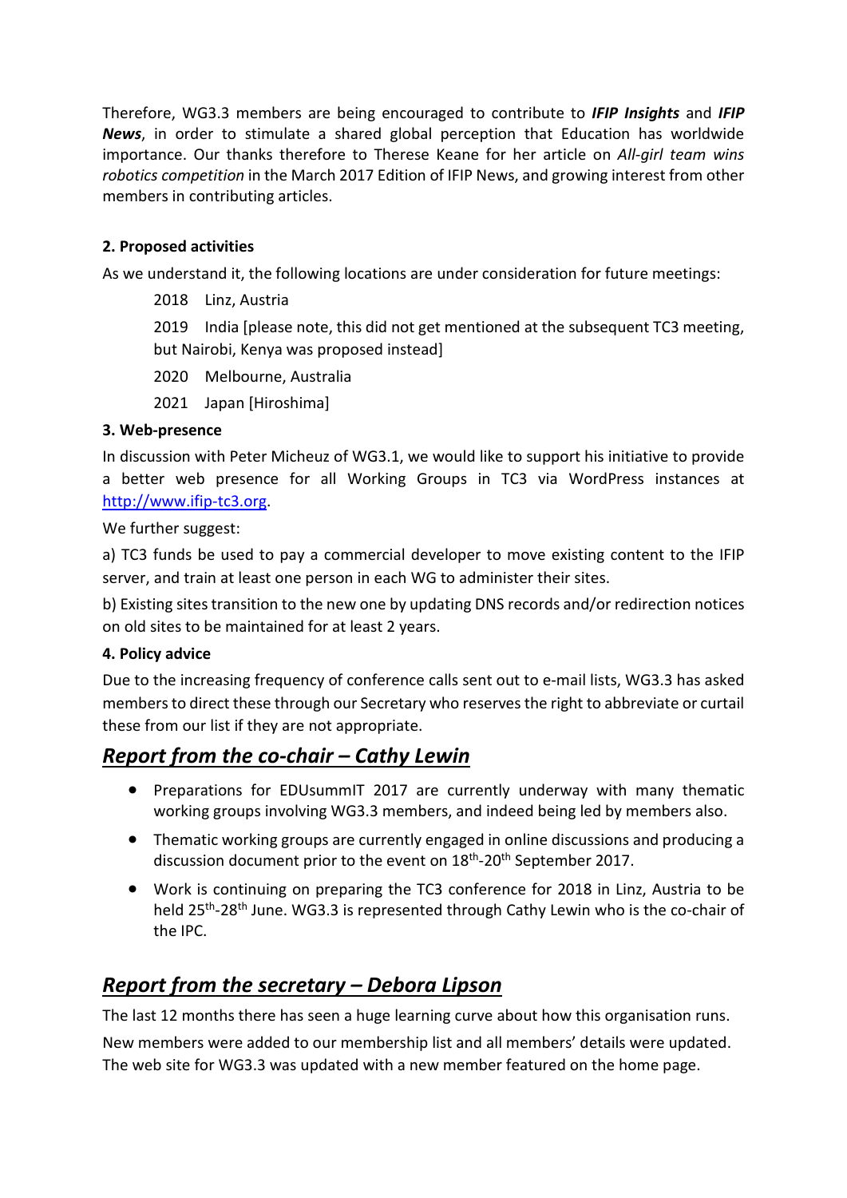Therefore, WG3.3 members are being encouraged to contribute to ***IFIP Insights*** and ***IFIP News***, in order to stimulate a shared global perception that Education has worldwide importance. Our thanks therefore to Therese Keane for her article on *All-girl team wins robotics competition* in the March 2017 Edition of IFIP News, and growing interest from other members in contributing articles.

**2. Proposed activities**

As we understand it, the following locations are under consideration for future meetings:

2018 Linz, Austria

2019 India [please note, this did not get mentioned at the subsequent TC3 meeting, but Nairobi, Kenya was proposed instead]

2020 Melbourne, Australia

2021 Japan [Hiroshima]

**3. Web-presence**

In discussion with Peter Micheuz of WG3.1, we would like to support his initiative to provide a better web presence for all Working Groups in TC3 via WordPress instances at [http://www.ifip-tc3.org](http://www.ifip-tc3.org).

We further suggest:

a) TC3 funds be used to pay a commercial developer to move existing content to the IFIP server, and train at least one person in each WG to administer their sites.

b) Existing sites transition to the new one by updating DNS records and/or redirection notices on old sites to be maintained for at least 2 years.

**4. Policy advice**

Due to the increasing frequency of conference calls sent out to e-mail lists, WG3.3 has asked members to direct these through our Secretary who reserves the right to abbreviate or curtail these from our list if they are not appropriate.

## *Report from the co-chair – Cathy Lewin*

- Preparations for EDUsummIT 2017 are currently underway with many thematic working groups involving WG3.3 members, and indeed being led by members also.
- Thematic working groups are currently engaged in online discussions and producing a discussion document prior to the event on 18th-20th September 2017.
- Work is continuing on preparing the TC3 conference for 2018 in Linz, Austria to be held 25th-28th June. WG3.3 is represented through Cathy Lewin who is the co-chair of the IPC.

## *Report from the secretary – Debora Lipson*

The last 12 months there has seen a huge learning curve about how this organisation runs.

New members were added to our membership list and all members' details were updated. The web site for WG3.3 was updated with a new member featured on the home page.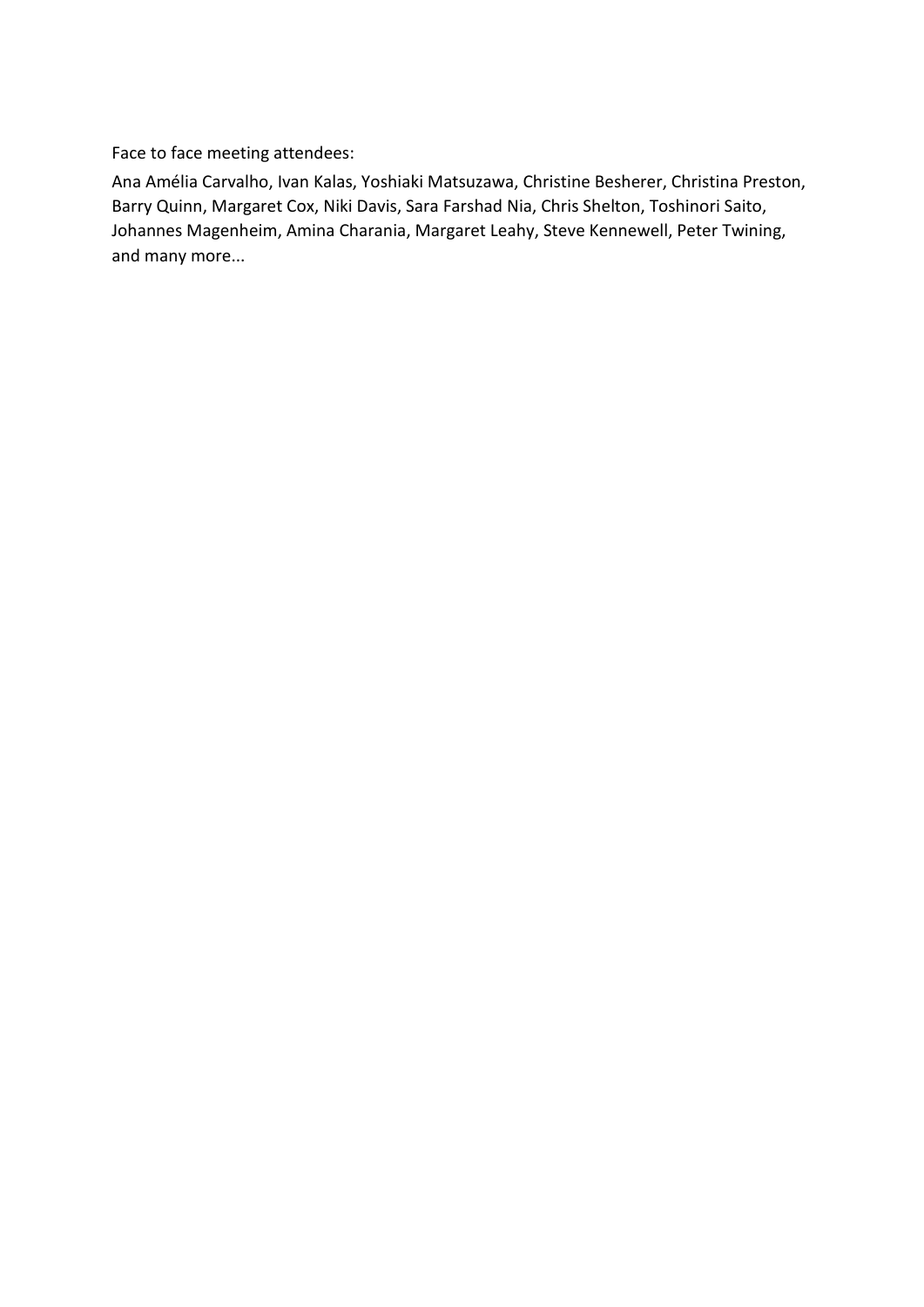Face to face meeting attendees:

Ana Amélia Carvalho, Ivan Kalas, Yoshiaki Matsuzawa, Christine Besherer, Christina Preston, Barry Quinn, Margaret Cox, Niki Davis, Sara Farshad Nia, Chris Shelton, Toshinori Saito, Johannes Magenheim, Amina Charania, Margaret Leahy, Steve Kennewell, Peter Twining, and many more...